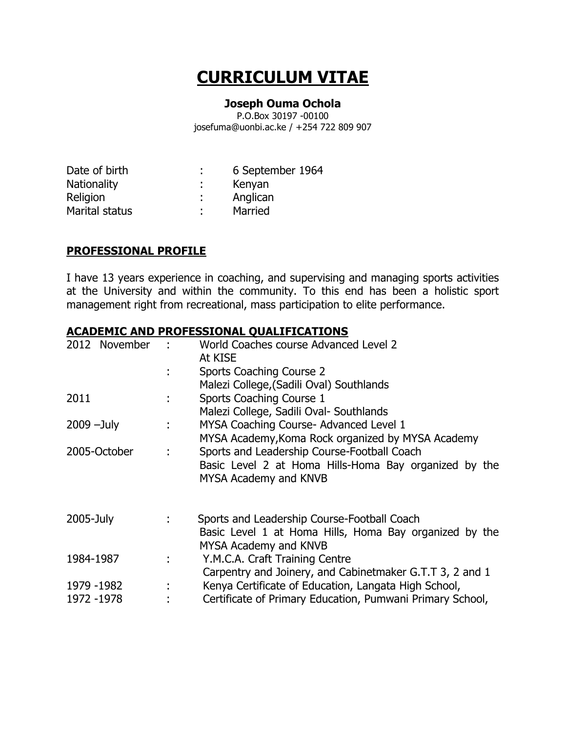# CURRICULUM VITAE

**Joseph Ouma Ochola**
P.O.Box 30197 -00100
josefuma@uonbi.ac.ke / +254 722 809 907

| | | |
|---|---|---|
| Date of birth | : | 6 September 1964 |
| Nationality | : | Kenyan |
| Religion | : | Anglican |
| Marital status | : | Married |

## PROFESSIONAL PROFILE

I have 13 years experience in coaching, and supervising and managing sports activities at the University and within the community. To this end has been a holistic sport management right from recreational, mass participation to elite performance.

## ACADEMIC AND PROFESSIONAL QUALIFICATIONS

| | | |
|---|---|---|
| 2012 November | : | World Coaches course Advanced Level 2<br>At KISE |
| | : | Sports Coaching Course 2<br>Malezi College,(Sadili Oval) Southlands |
| 2011 | : | Sports Coaching Course 1<br>Malezi College, Sadili Oval- Southlands |
| 2009 –July | : | MYSA Coaching Course- Advanced Level 1<br>MYSA Academy,Koma Rock organized by MYSA Academy |
| 2005-October | : | Sports and Leadership Course-Football Coach<br>Basic Level 2 at Homa Hills-Homa Bay organized by the MYSA Academy and KNVB |
| 2005-July | : | Sports and Leadership Course-Football Coach<br>Basic Level 1 at Homa Hills, Homa Bay organized by the MYSA Academy and KNVB |
| 1984-1987 | : | Y.M.C.A. Craft Training Centre<br>Carpentry and Joinery, and Cabinetmaker G.T.T 3, 2 and 1 |
| 1979 -1982 | : | Kenya Certificate of Education, Langata High School, |
| 1972 -1978 | : | Certificate of Primary Education, Pumwani Primary School, |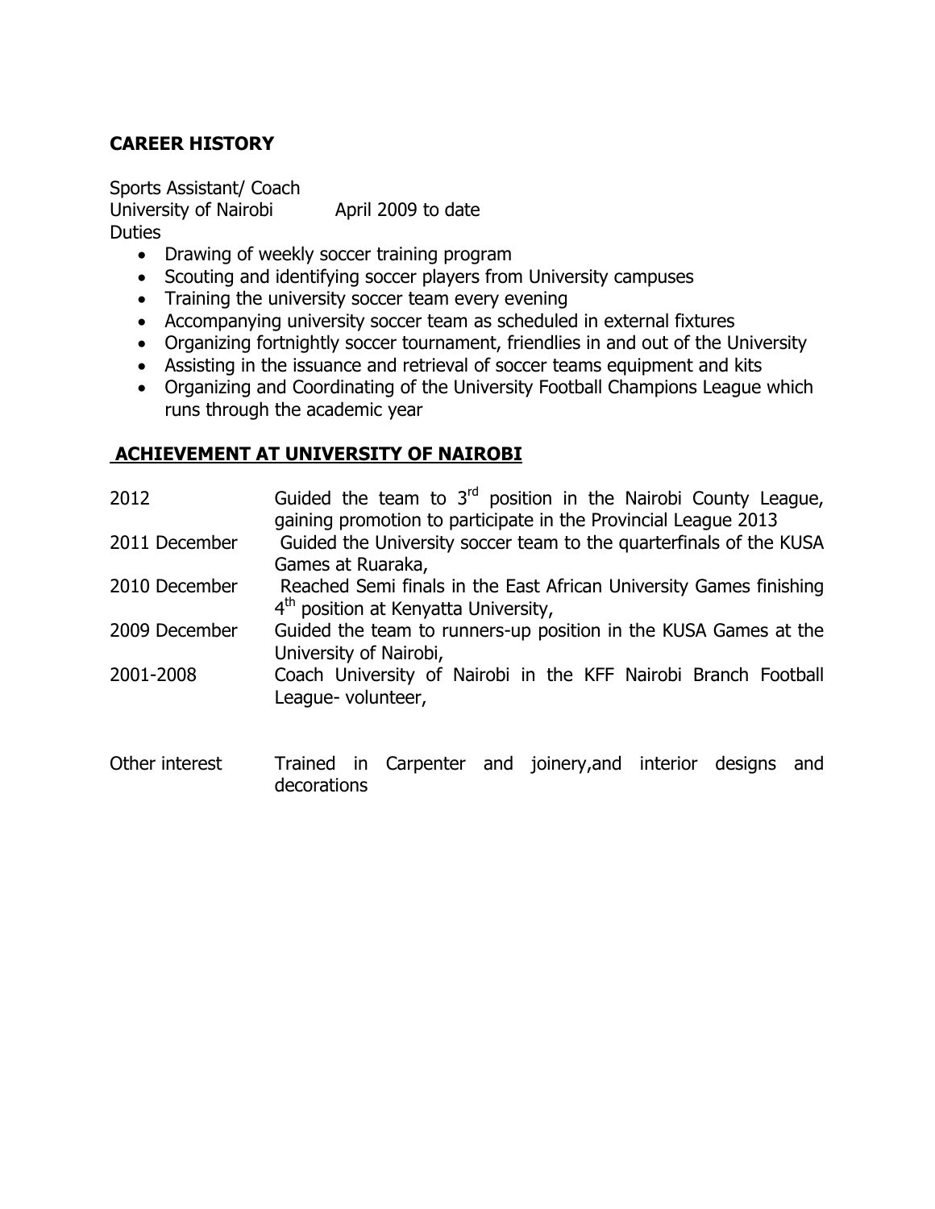**CAREER HISTORY**

Sports Assistant/ Coach
University of Nairobi April 2009 to date
Duties

- Drawing of weekly soccer training program
- Scouting and identifying soccer players from University campuses
- Training the university soccer team every evening
- Accompanying university soccer team as scheduled in external fixtures
- Organizing fortnightly soccer tournament, friendlies in and out of the University
- Assisting in the issuance and retrieval of soccer teams equipment and kits
- Organizing and Coordinating of the University Football Champions League which runs through the academic year

**ACHIEVEMENT AT UNIVERSITY OF NAIROBI**

| | |
|---|---|
| 2012 | Guided the team to 3rd position in the Nairobi County League, gaining promotion to participate in the Provincial League 2013 |
| 2011 December | Guided the University soccer team to the quarterfinals of the KUSA Games at Ruaraka, |
| 2010 December | Reached Semi finals in the East African University Games finishing 4th position at Kenyatta University, |
| 2009 December | Guided the team to runners-up position in the KUSA Games at the University of Nairobi, |
| 2001-2008 | Coach University of Nairobi in the KFF Nairobi Branch Football League- volunteer, |
| Other interest | Trained in Carpenter and joinery,and interior designs and decorations |